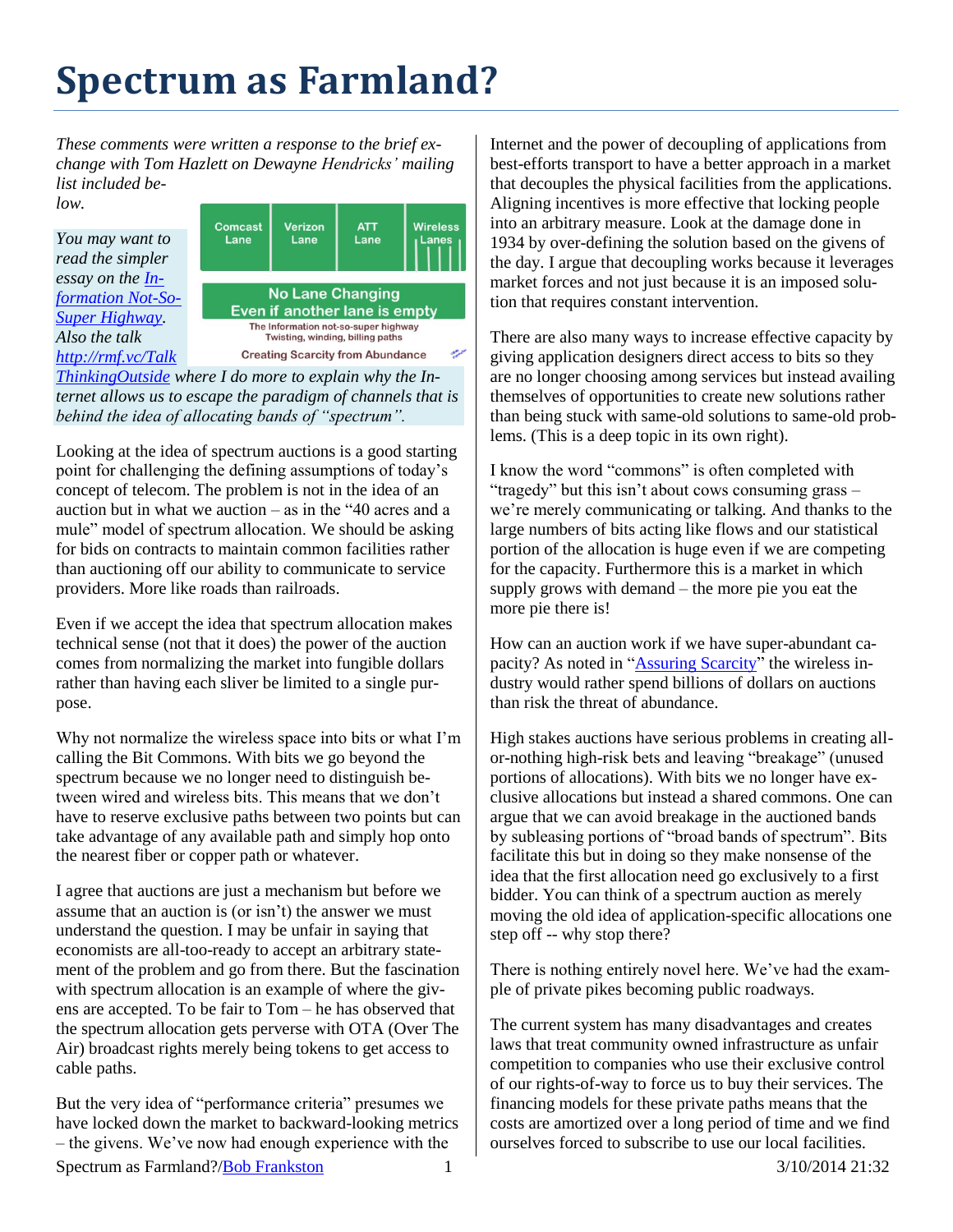# Spectrum as Farmland?

*These comments were written a response to the brief exchange with Tom Hazlett on Dewayne Hendricks' mailing list included below.*

*You may want to read the simpler essay on the [Information Not-So-Super Highway](). Also the talk [http://rmf.vc/TalkThinkingOutside]() where I do more to explain why the Internet allows us to escape the paradigm of channels that is behind the idea of allocating bands of "spectrum".*

Comcast Lane
Verizon Lane
ATT Lane
Wireless Lanes
No Lane Changing
Even if another lane is empty
The Information not-so-super highway
Twisting, winding, billing paths
Creating Scarcity from Abundance

Looking at the idea of spectrum auctions is a good starting point for challenging the defining assumptions of today's concept of telecom. The problem is not in the idea of an auction but in what we auction – as in the "40 acres and a mule" model of spectrum allocation. We should be asking for bids on contracts to maintain common facilities rather than auctioning off our ability to communicate to service providers. More like roads than railroads.

Even if we accept the idea that spectrum allocation makes technical sense (not that it does) the power of the auction comes from normalizing the market into fungible dollars rather than having each sliver be limited to a single purpose.

Why not normalize the wireless space into bits or what I'm calling the Bit Commons. With bits we go beyond the spectrum because we no longer need to distinguish between wired and wireless bits. This means that we don't have to reserve exclusive paths between two points but can take advantage of any available path and simply hop onto the nearest fiber or copper path or whatever.

I agree that auctions are just a mechanism but before we assume that an auction is (or isn't) the answer we must understand the question. I may be unfair in saying that economists are all-too-ready to accept an arbitrary statement of the problem and go from there. But the fascination with spectrum allocation is an example of where the givens are accepted. To be fair to Tom – he has observed that the spectrum allocation gets perverse with OTA (Over The Air) broadcast rights merely being tokens to get access to cable paths.

But the very idea of "performance criteria" presumes we have locked down the market to backward-looking metrics – the givens. We've now had enough experience with the Internet and the power of decoupling of applications from best-efforts transport to have a better approach in a market that decouples the physical facilities from the applications. Aligning incentives is more effective that locking people into an arbitrary measure. Look at the damage done in 1934 by over-defining the solution based on the givens of the day. I argue that decoupling works because it leverages market forces and not just because it is an imposed solution that requires constant intervention.

There are also many ways to increase effective capacity by giving application designers direct access to bits so they are no longer choosing among services but instead availing themselves of opportunities to create new solutions rather than being stuck with same-old solutions to same-old problems. (This is a deep topic in its own right).

I know the word "commons" is often completed with "tragedy" but this isn't about cows consuming grass – we're merely communicating or talking. And thanks to the large numbers of bits acting like flows and our statistical portion of the allocation is huge even if we are competing for the capacity. Furthermore this is a market in which supply grows with demand – the more pie you eat the more pie there is!

How can an auction work if we have super-abundant capacity? As noted in "[Assuring Scarcity]()" the wireless industry would rather spend billions of dollars on auctions than risk the threat of abundance.

High stakes auctions have serious problems in creating all-or-nothing high-risk bets and leaving "breakage" (unused portions of allocations). With bits we no longer have exclusive allocations but instead a shared commons. One can argue that we can avoid breakage in the auctioned bands by subleasing portions of "broad bands of spectrum". Bits facilitate this but in doing so they make nonsense of the idea that the first allocation need go exclusively to a first bidder. You can think of a spectrum auction as merely moving the old idea of application-specific allocations one step off -- why stop there?

There is nothing entirely novel here. We've had the example of private pikes becoming public roadways.

The current system has many disadvantages and creates laws that treat community owned infrastructure as unfair competition to companies who use their exclusive control of our rights-of-way to force us to buy their services. The financing models for these private paths means that the costs are amortized over a long period of time and we find ourselves forced to subscribe to use our local facilities.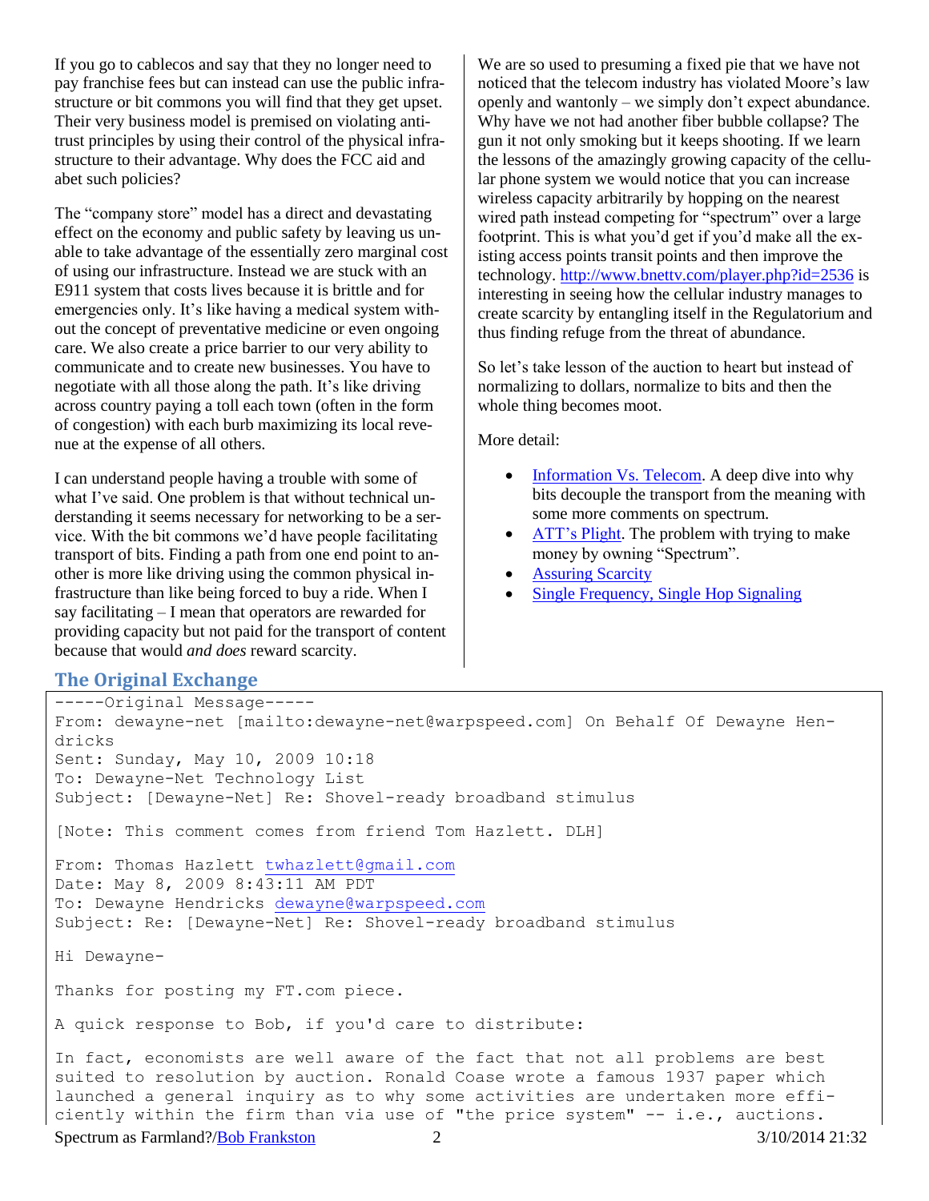If you go to cablecos and say that they no longer need to pay franchise fees but can instead can use the public infrastructure or bit commons you will find that they get upset. Their very business model is premised on violating antitrust principles by using their control of the physical infrastructure to their advantage. Why does the FCC aid and abet such policies?

The "company store" model has a direct and devastating effect on the economy and public safety by leaving us unable to take advantage of the essentially zero marginal cost of using our infrastructure. Instead we are stuck with an E911 system that costs lives because it is brittle and for emergencies only. It's like having a medical system without the concept of preventative medicine or even ongoing care. We also create a price barrier to our very ability to communicate and to create new businesses. You have to negotiate with all those along the path. It's like driving across country paying a toll each town (often in the form of congestion) with each burb maximizing its local revenue at the expense of all others.

I can understand people having a trouble with some of what I've said. One problem is that without technical understanding it seems necessary for networking to be a service. With the bit commons we'd have people facilitating transport of bits. Finding a path from one end point to another is more like driving using the common physical infrastructure than like being forced to buy a ride. When I say facilitating – I mean that operators are rewarded for providing capacity but not paid for the transport of content because that would *and does* reward scarcity.

We are so used to presuming a fixed pie that we have not noticed that the telecom industry has violated Moore's law openly and wantonly – we simply don't expect abundance. Why have we not had another fiber bubble collapse? The gun it not only smoking but it keeps shooting. If we learn the lessons of the amazingly growing capacity of the cellular phone system we would notice that you can increase wireless capacity arbitrarily by hopping on the nearest wired path instead competing for "spectrum" over a large footprint. This is what you'd get if you'd make all the existing access points transit points and then improve the technology. http://www.bnettv.com/player.php?id=2536 is interesting in seeing how the cellular industry manages to create scarcity by entangling itself in the Regulatorium and thus finding refuge from the threat of abundance.

So let's take lesson of the auction to heart but instead of normalizing to dollars, normalize to bits and then the whole thing becomes moot.

More detail:

- Information Vs. Telecom. A deep dive into why bits decouple the transport from the meaning with some more comments on spectrum.
- ATT's Plight. The problem with trying to make money by owning "Spectrum".
- Assuring Scarcity
- Single Frequency, Single Hop Signaling

## The Original Exchange

```
-----Original Message-----
From: dewayne-net [mailto:dewayne-net@warpspeed.com] On Behalf Of Dewayne Hendricks
Sent: Sunday, May 10, 2009 10:18
To: Dewayne-Net Technology List
Subject: [Dewayne-Net] Re: Shovel-ready broadband stimulus

[Note: This comment comes from friend Tom Hazlett. DLH]

From: Thomas Hazlett twhazlett@gmail.com
Date: May 8, 2009 8:43:11 AM PDT
To: Dewayne Hendricks dewayne@warpspeed.com
Subject: Re: [Dewayne-Net] Re: Shovel-ready broadband stimulus

Hi Dewayne-

Thanks for posting my FT.com piece.

A quick response to Bob, if you'd care to distribute:

In fact, economists are well aware of the fact that not all problems are best
suited to resolution by auction. Ronald Coase wrote a famous 1937 paper which
launched a general inquiry as to why some activities are undertaken more effi-
ciently within the firm than via use of "the price system" -- i.e., auctions.
```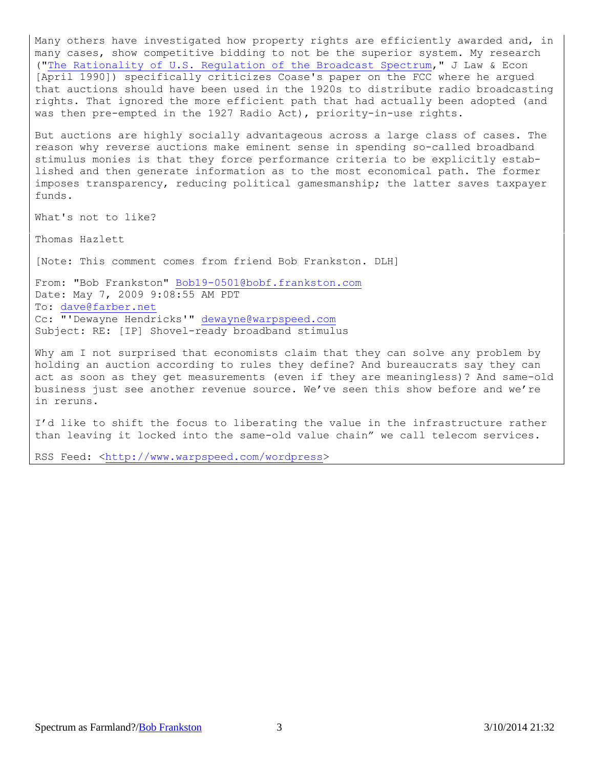Many others have investigated how property rights are efficiently awarded and, in many cases, show competitive bidding to not be the superior system. My research ("The Rationality of U.S. Regulation of the Broadcast Spectrum," J Law & Econ [April 1990]) specifically criticizes Coase's paper on the FCC where he argued that auctions should have been used in the 1920s to distribute radio broadcasting rights. That ignored the more efficient path that had actually been adopted (and was then pre-empted in the 1927 Radio Act), priority-in-use rights.

But auctions are highly socially advantageous across a large class of cases. The reason why reverse auctions make eminent sense in spending so-called broadband stimulus monies is that they force performance criteria to be explicitly established and then generate information as to the most economical path. The former imposes transparency, reducing political gamesmanship; the latter saves taxpayer funds.

What's not to like?

Thomas Hazlett

[Note: This comment comes from friend Bob Frankston. DLH]

From: "Bob Frankston" Bob19-0501@bobf.frankston.com
Date: May 7, 2009 9:08:55 AM PDT
To: dave@farber.net
Cc: "'Dewayne Hendricks'" dewayne@warpspeed.com
Subject: RE: [IP] Shovel-ready broadband stimulus

Why am I not surprised that economists claim that they can solve any problem by holding an auction according to rules they define? And bureaucrats say they can act as soon as they get measurements (even if they are meaningless)? And same-old business just see another revenue source. We've seen this show before and we're in reruns.

I'd like to shift the focus to liberating the value in the infrastructure rather than leaving it locked into the same-old value chain" we call telecom services.

RSS Feed: <http://www.warpspeed.com/wordpress>